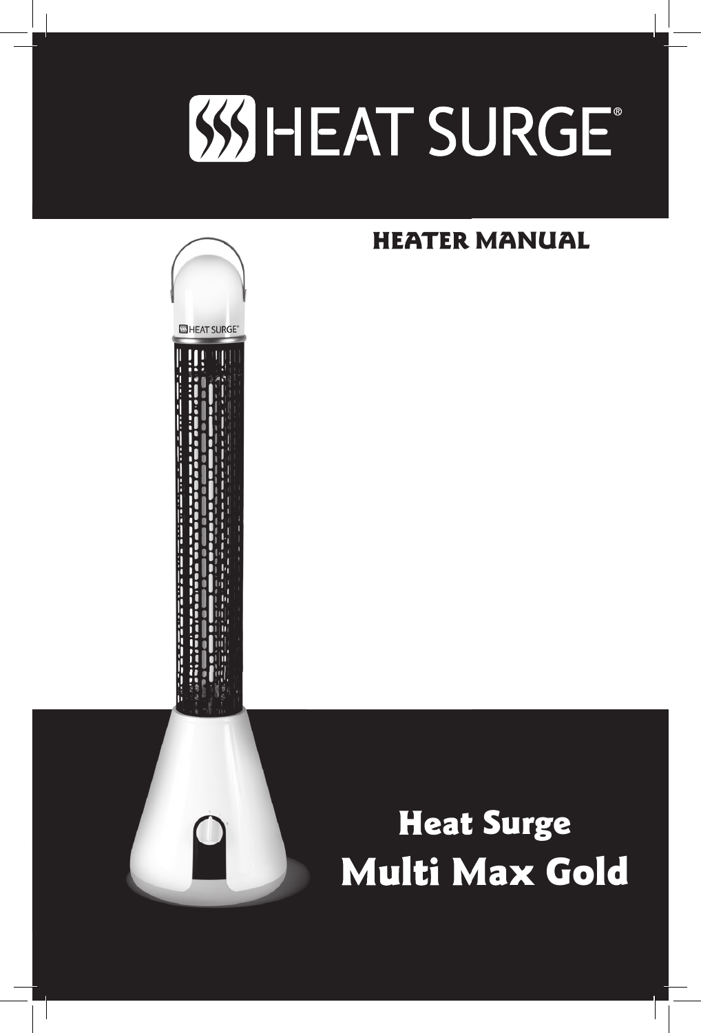# HEAT SURGE®

## HEATER MANUAL

# Heat Surge
# Multi Max Gold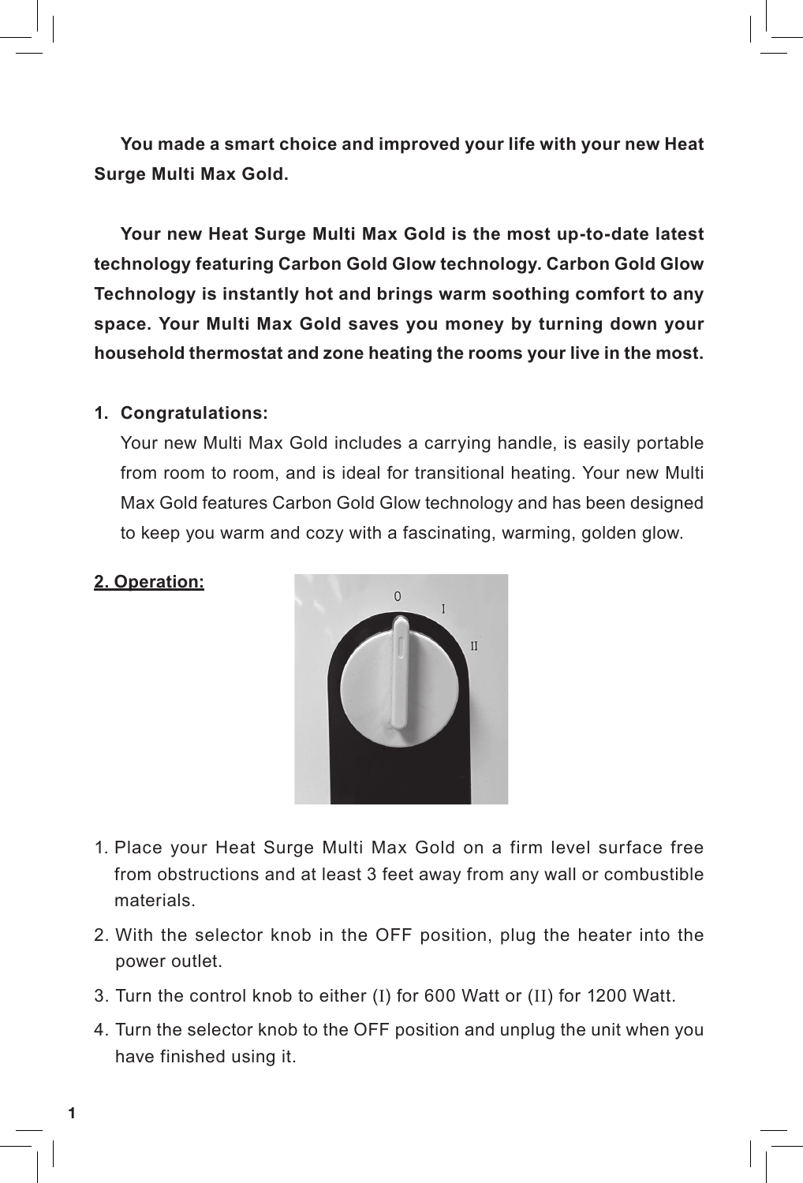**You made a smart choice and improved your life with your new Heat Surge Multi Max Gold.**

**Your new Heat Surge Multi Max Gold is the most up-to-date latest technology featuring Carbon Gold Glow technology. Carbon Gold Glow Technology is instantly hot and brings warm soothing comfort to any space. Your Multi Max Gold saves you money by turning down your household thermostat and zone heating the rooms your live in the most.**

## 1. Congratulations:

Your new Multi Max Gold includes a carrying handle, is easily portable from room to room, and is ideal for transitional heating. Your new Multi Max Gold features Carbon Gold Glow technology and has been designed to keep you warm and cozy with a fascinating, warming, golden glow.

## 2. Operation:

1. Place your Heat Surge Multi Max Gold on a firm level surface free from obstructions and at least 3 feet away from any wall or combustible materials.
2. With the selector knob in the OFF position, plug the heater into the power outlet.
3. Turn the control knob to either (I) for 600 Watt or (II) for 1200 Watt.
4. Turn the selector knob to the OFF position and unplug the unit when you have finished using it.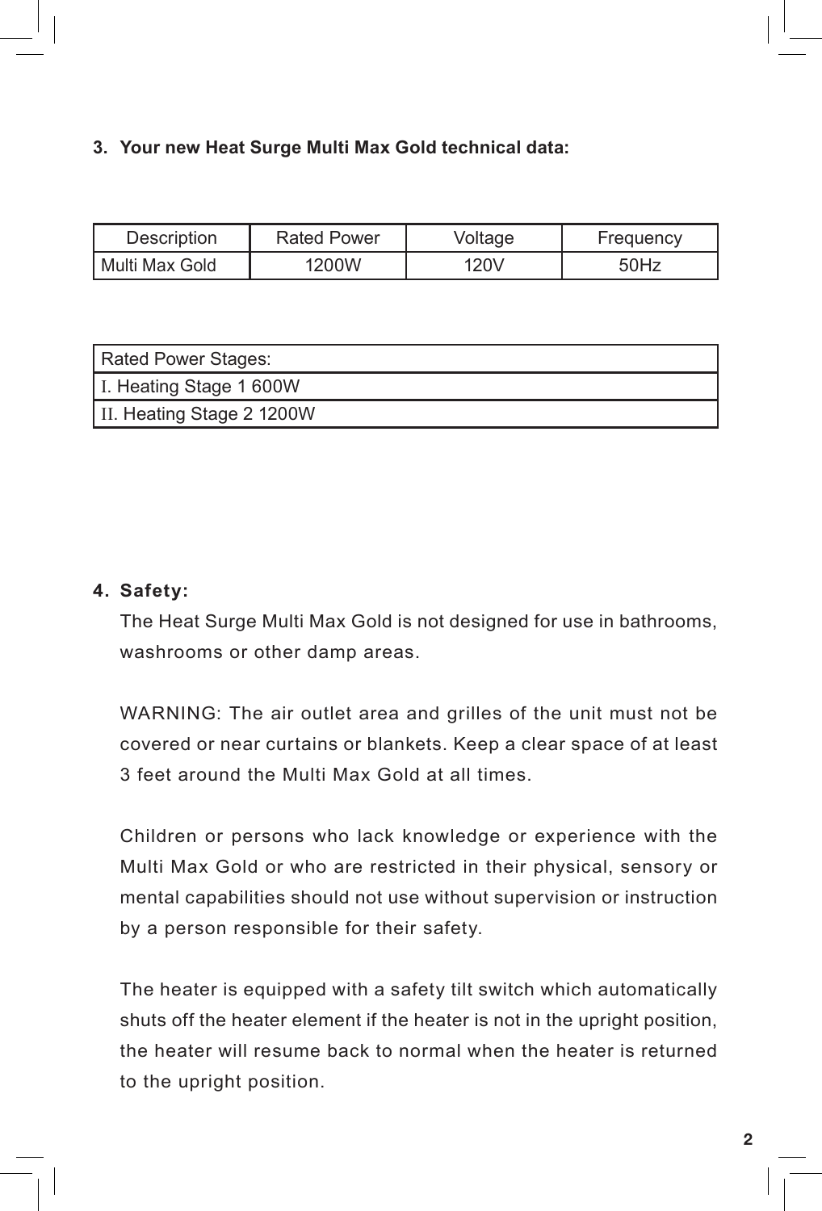### 3. Your new Heat Surge Multi Max Gold technical data:

| Description | Rated Power | Voltage | Frequency |
|---|---|---|---|
| Multi Max Gold | 1200W | 120V | 50Hz |

| Rated Power Stages: |
|---|
| I. Heating Stage 1 600W |
| II. Heating Stage 2 1200W |

### 4. Safety:

The Heat Surge Multi Max Gold is not designed for use in bathrooms, washrooms or other damp areas.

WARNING: The air outlet area and grilles of the unit must not be covered or near curtains or blankets. Keep a clear space of at least 3 feet around the Multi Max Gold at all times.

Children or persons who lack knowledge or experience with the Multi Max Gold or who are restricted in their physical, sensory or mental capabilities should not use without supervision or instruction by a person responsible for their safety.

The heater is equipped with a safety tilt switch which automatically shuts off the heater element if the heater is not in the upright position, the heater will resume back to normal when the heater is returned to the upright position.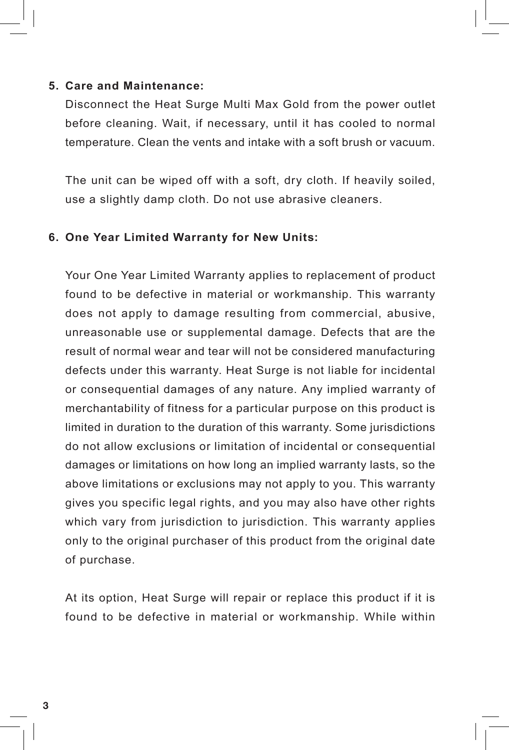**5. Care and Maintenance:**

Disconnect the Heat Surge Multi Max Gold from the power outlet before cleaning. Wait, if necessary, until it has cooled to normal temperature. Clean the vents and intake with a soft brush or vacuum.

The unit can be wiped off with a soft, dry cloth. If heavily soiled, use a slightly damp cloth. Do not use abrasive cleaners.

**6. One Year Limited Warranty for New Units:**

Your One Year Limited Warranty applies to replacement of product found to be defective in material or workmanship. This warranty does not apply to damage resulting from commercial, abusive, unreasonable use or supplemental damage. Defects that are the result of normal wear and tear will not be considered manufacturing defects under this warranty. Heat Surge is not liable for incidental or consequential damages of any nature. Any implied warranty of merchantability of fitness for a particular purpose on this product is limited in duration to the duration of this warranty. Some jurisdictions do not allow exclusions or limitation of incidental or consequential damages or limitations on how long an implied warranty lasts, so the above limitations or exclusions may not apply to you. This warranty gives you specific legal rights, and you may also have other rights which vary from jurisdiction to jurisdiction. This warranty applies only to the original purchaser of this product from the original date of purchase.

At its option, Heat Surge will repair or replace this product if it is found to be defective in material or workmanship. While within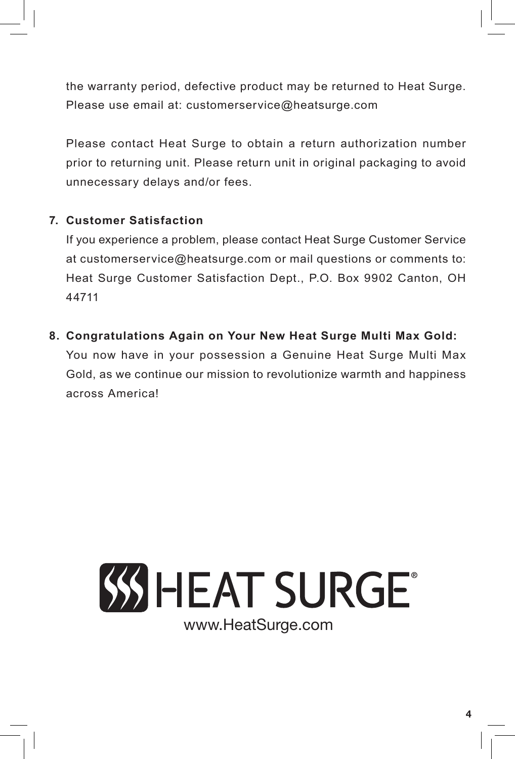the warranty period, defective product may be returned to Heat Surge. Please use email at: customerservice@heatsurge.com

Please contact Heat Surge to obtain a return authorization number prior to returning unit. Please return unit in original packaging to avoid unnecessary delays and/or fees.

7. **Customer Satisfaction**
   If you experience a problem, please contact Heat Surge Customer Service at customerservice@heatsurge.com or mail questions or comments to: Heat Surge Customer Satisfaction Dept., P.O. Box 9902 Canton, OH 44711

8. **Congratulations Again on Your New Heat Surge Multi Max Gold:**
   You now have in your possession a Genuine Heat Surge Multi Max Gold, as we continue our mission to revolutionize warmth and happiness across America!

HEAT SURGE®

www.HeatSurge.com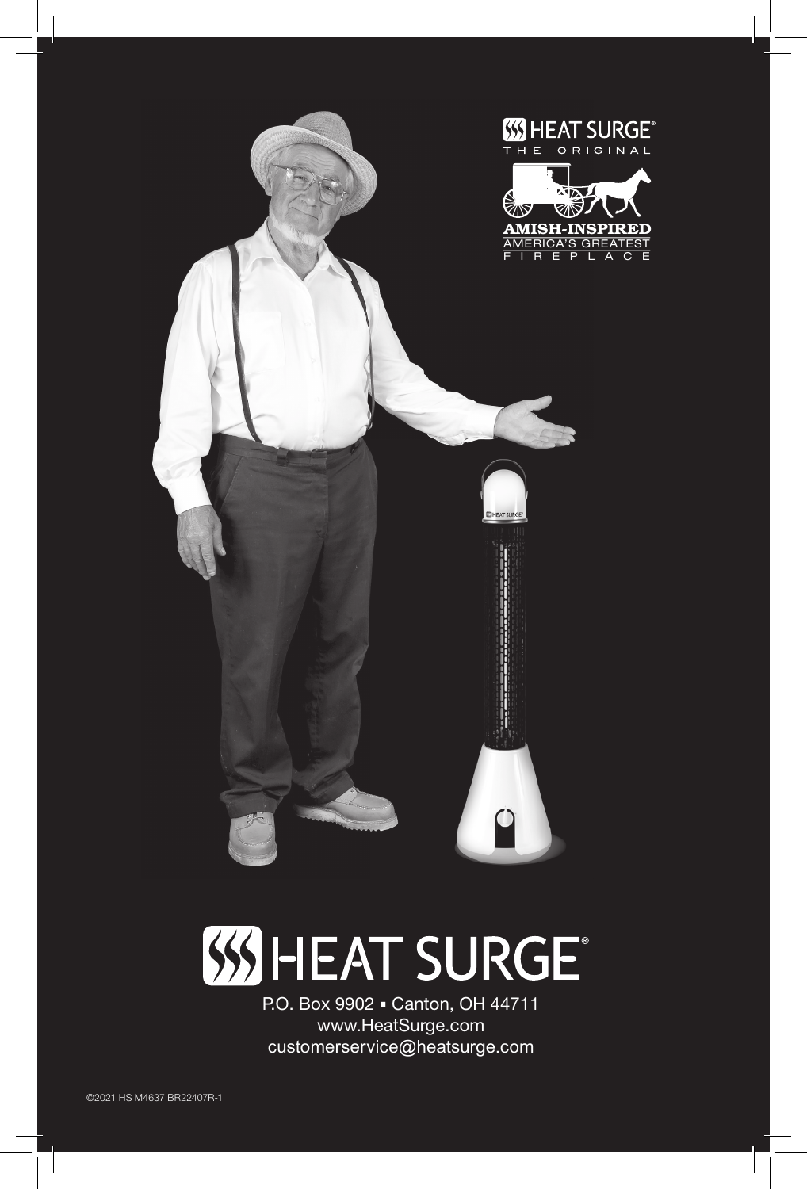HEAT SURGE®
THE ORIGINAL

AMISH-INSPIRED
AMERICA'S GREATEST
FIREPLACE

# HEAT SURGE®

P.O. Box 9902 ▪ Canton, OH 44711
www.HeatSurge.com
customerservice@heatsurge.com

©2021 HS M4637 BR22407R-1